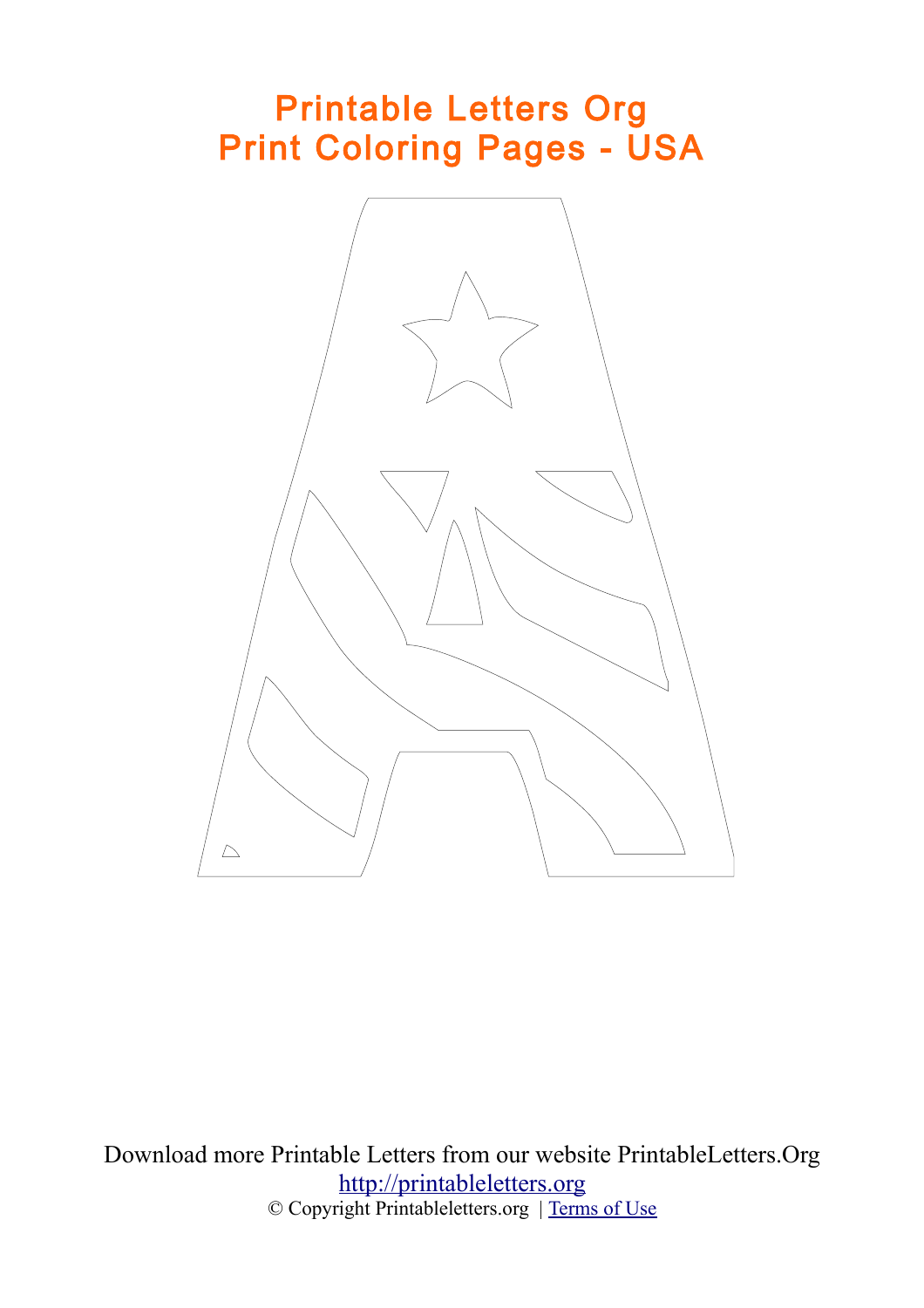# Printable Letters Org
# Print Coloring Pages - USA

Download more Printable Letters from our website PrintableLetters.Org

http://printableletters.org

© Copyright Printableletters.org | Terms of Use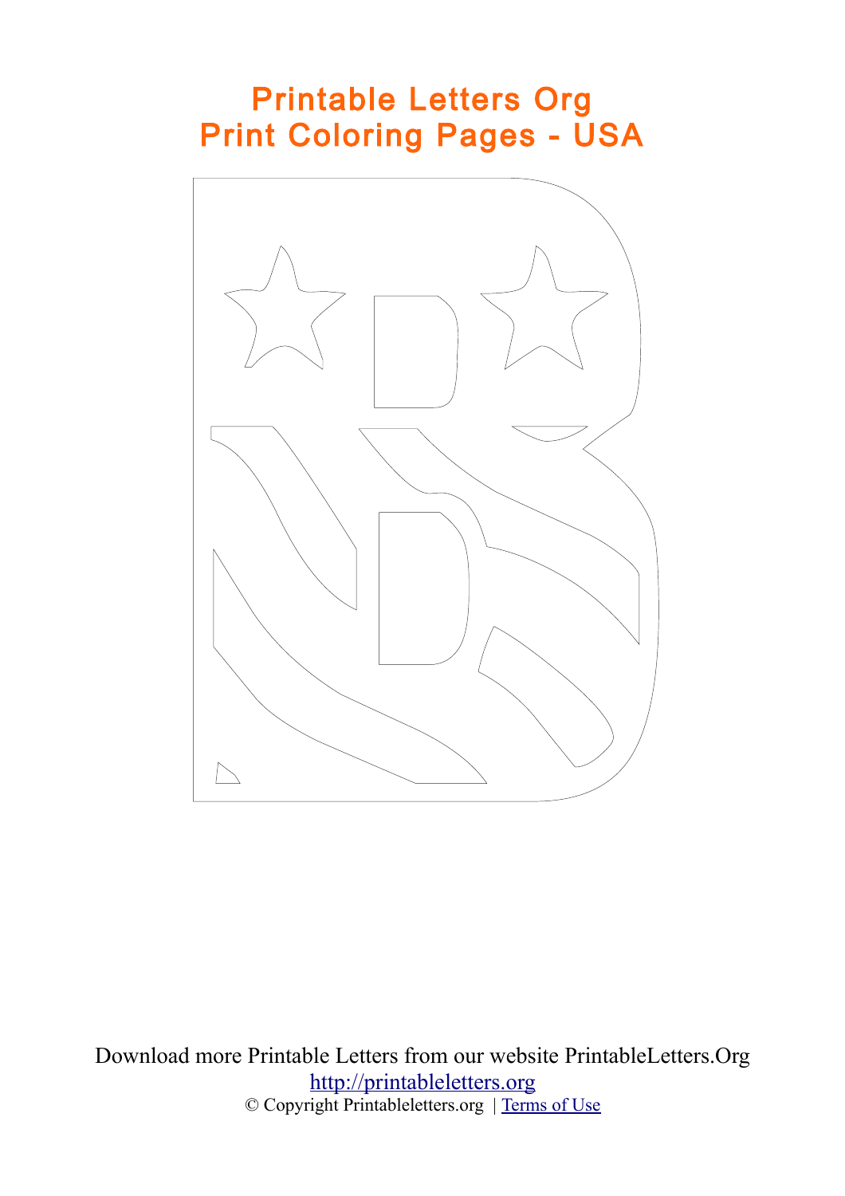# Printable Letters Org
# Print Coloring Pages - USA

Download more Printable Letters from our website PrintableLetters.Org
[http://printableletters.org](http://printableletters.org)
© Copyright Printableletters.org | [Terms of Use]()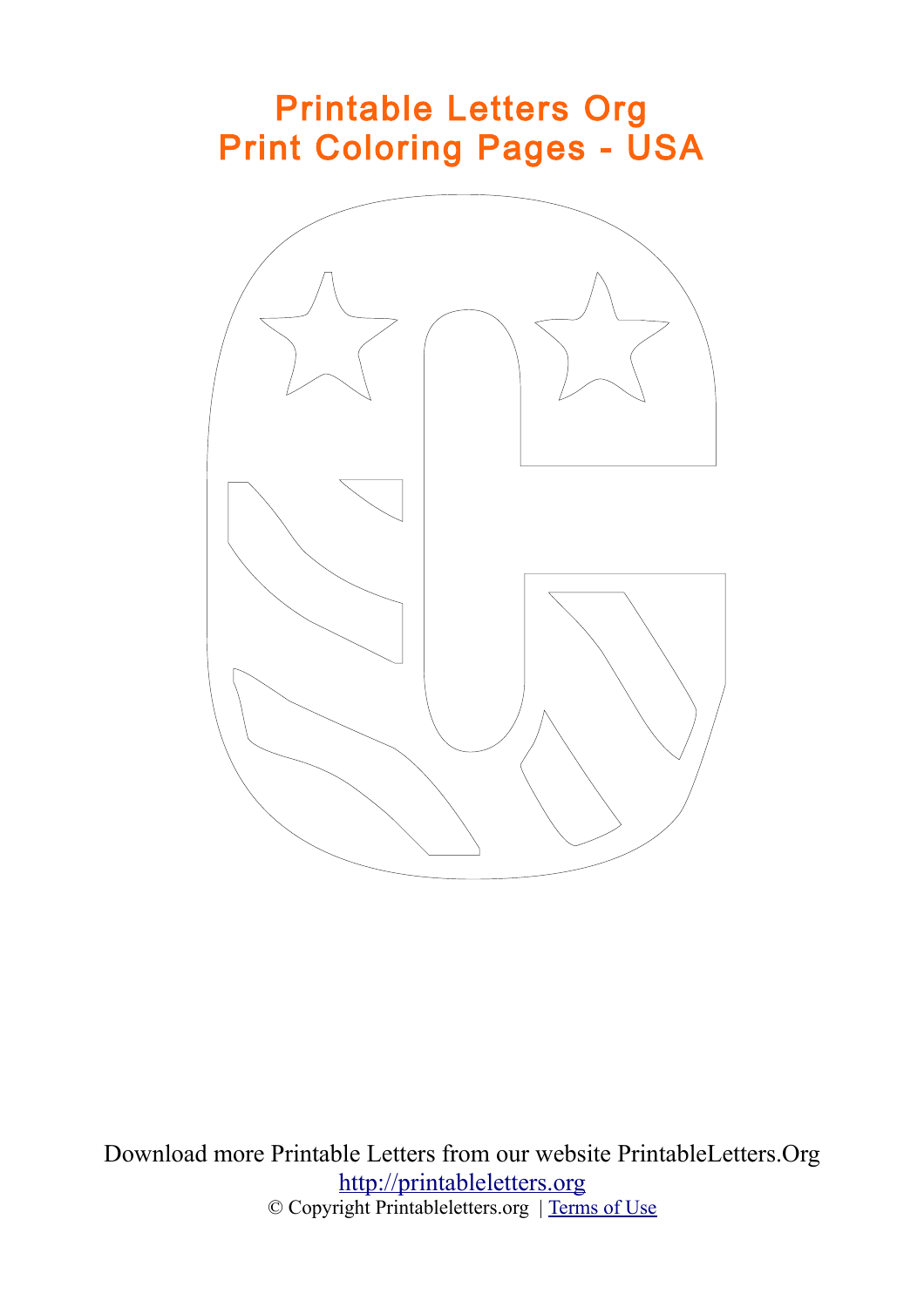# Printable Letters Org
# Print Coloring Pages - USA

Download more Printable Letters from our website PrintableLetters.Org
http://printableletters.org
© Copyright Printableletters.org | Terms of Use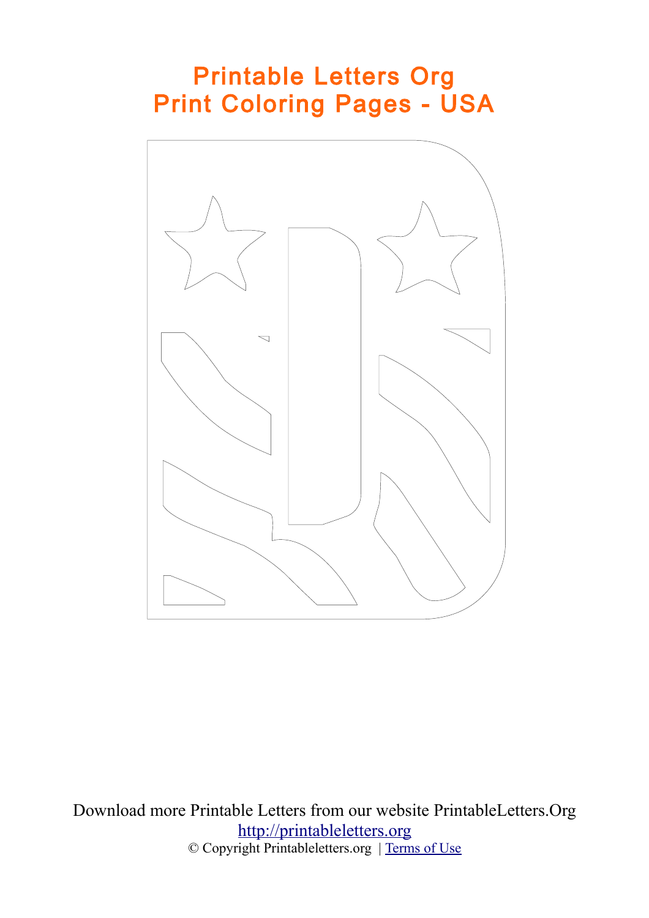# Printable Letters Org
# Print Coloring Pages - USA

Download more Printable Letters from our website PrintableLetters.Org

http://printableletters.org

© Copyright Printableletters.org | Terms of Use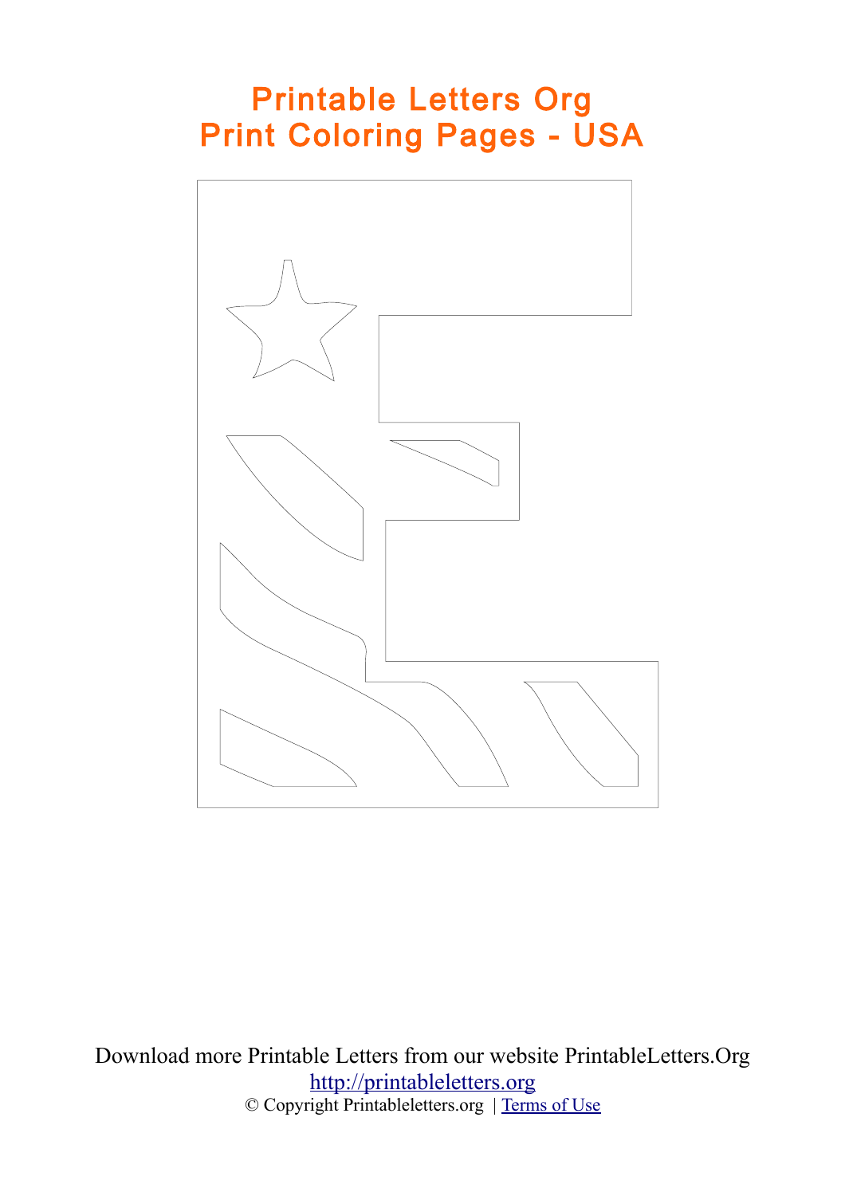# Printable Letters Org
# Print Coloring Pages - USA

Download more Printable Letters from our website PrintableLetters.Org

[http://printableletters.org](http://printableletters.org)

© Copyright Printableletters.org | [Terms of Use]()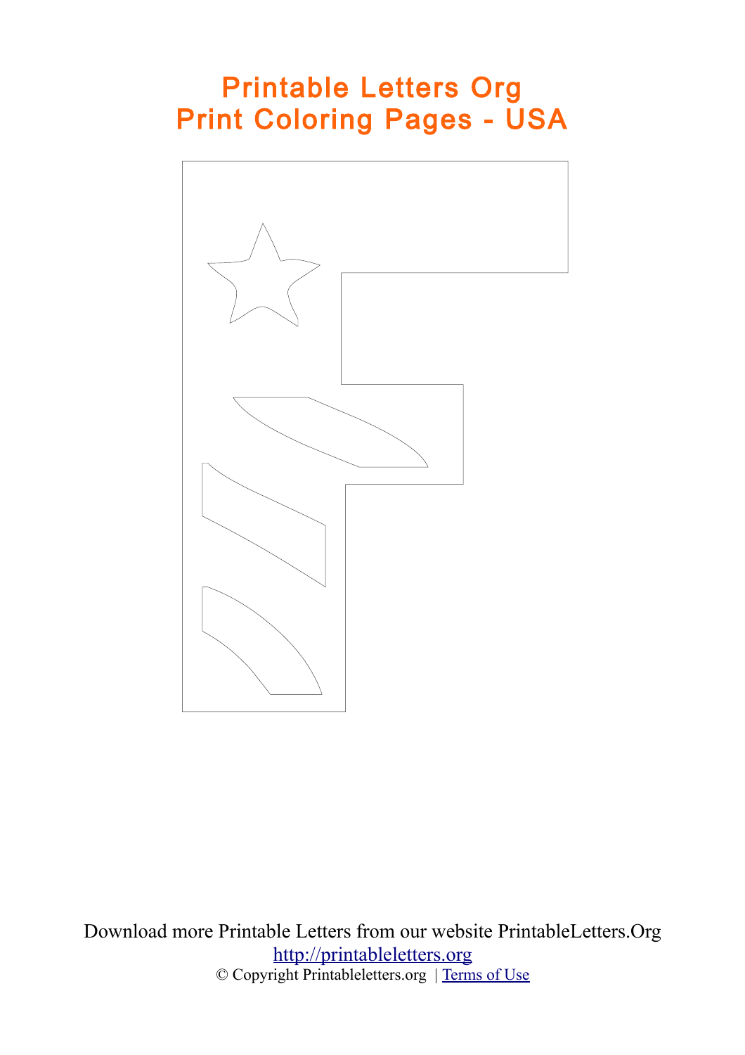# Printable Letters Org
# Print Coloring Pages - USA

Download more Printable Letters from our website PrintableLetters.Org

[http://printableletters.org](http://printableletters.org)

© Copyright Printableletters.org | [Terms of Use]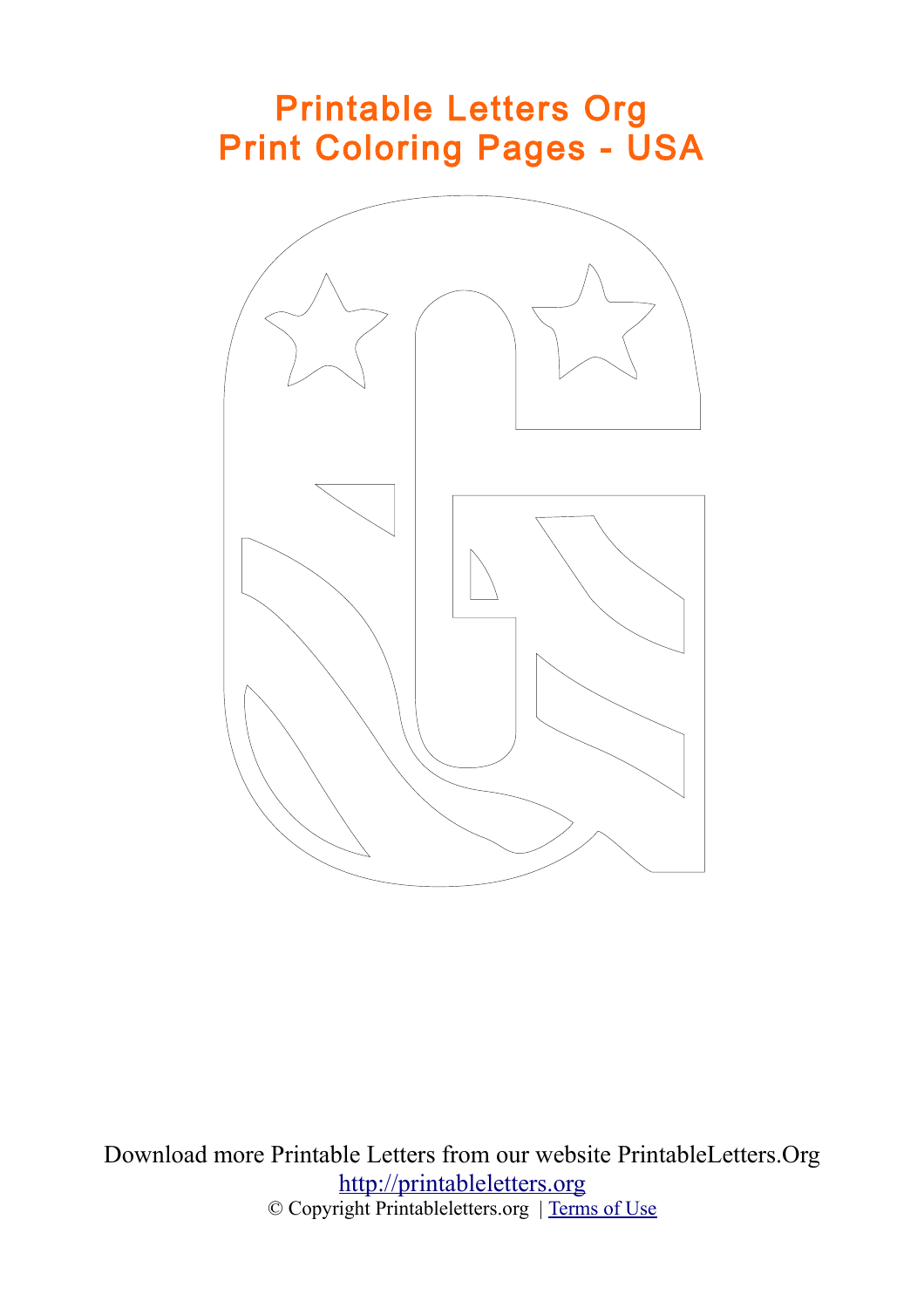# Printable Letters Org
# Print Coloring Pages - USA

Download more Printable Letters from our website PrintableLetters.Org
[http://printableletters.org](http://printableletters.org)
© Copyright Printableletters.org | [Terms of Use]()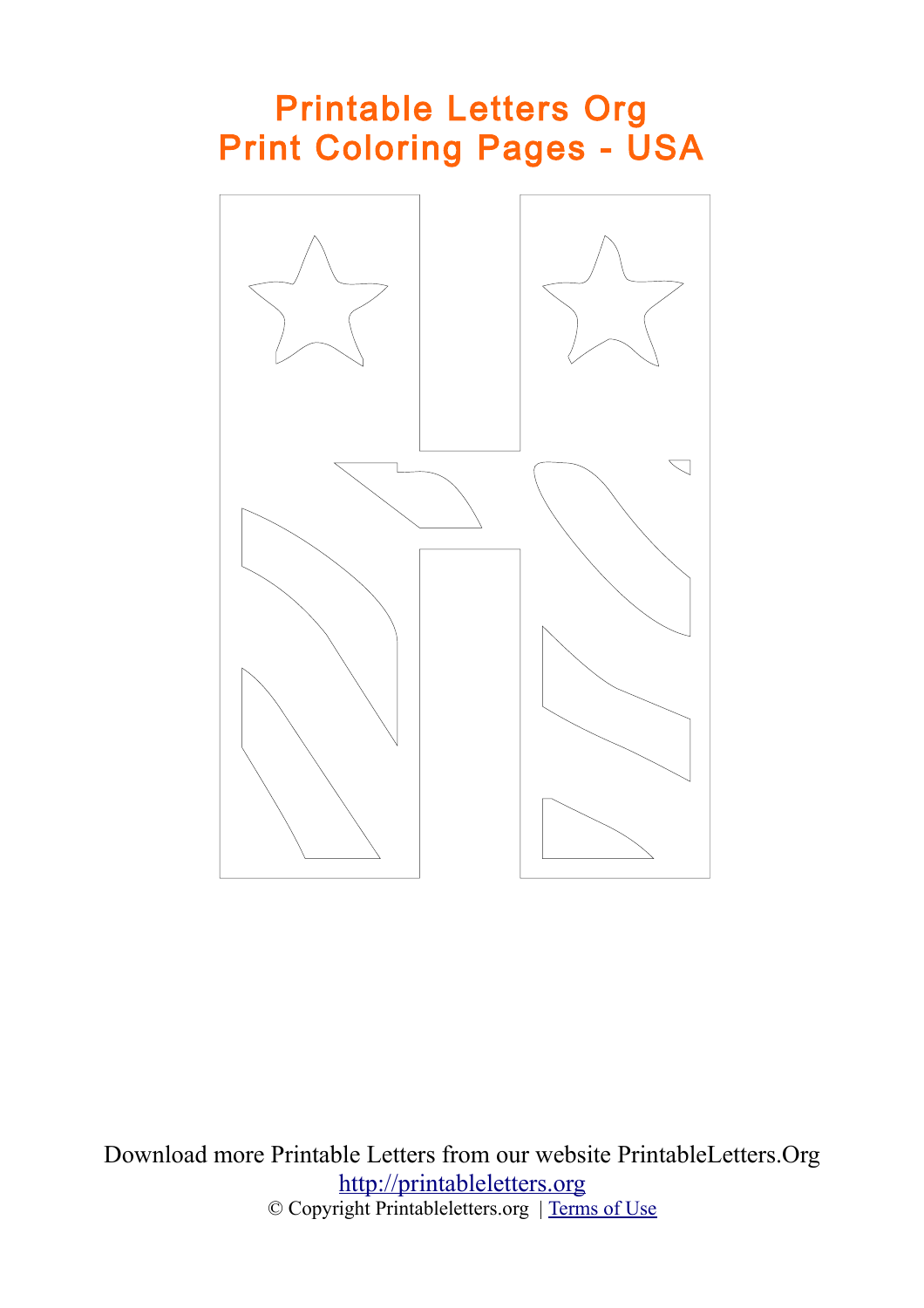# Printable Letters Org
# Print Coloring Pages - USA

Download more Printable Letters from our website PrintableLetters.Org

[http://printableletters.org](http://printableletters.org)

© Copyright Printableletters.org | [Terms of Use](#)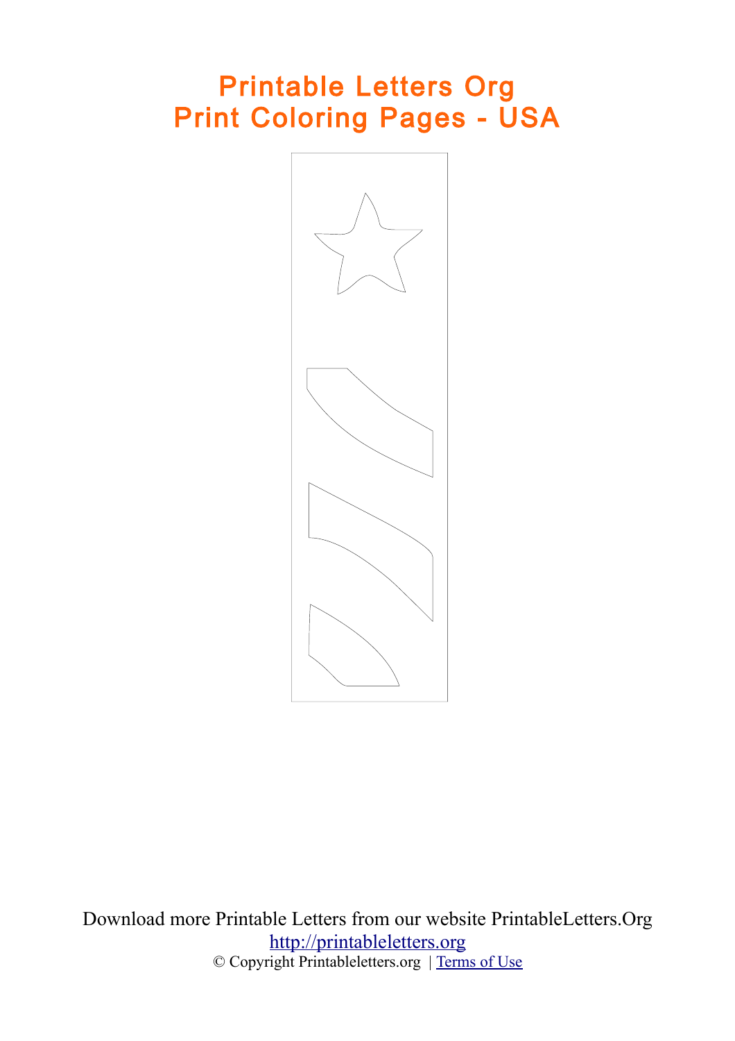# Printable Letters Org
# Print Coloring Pages - USA

Download more Printable Letters from our website PrintableLetters.Org

[http://printableletters.org](http://printableletters.org)

© Copyright Printableletters.org | [Terms of Use]()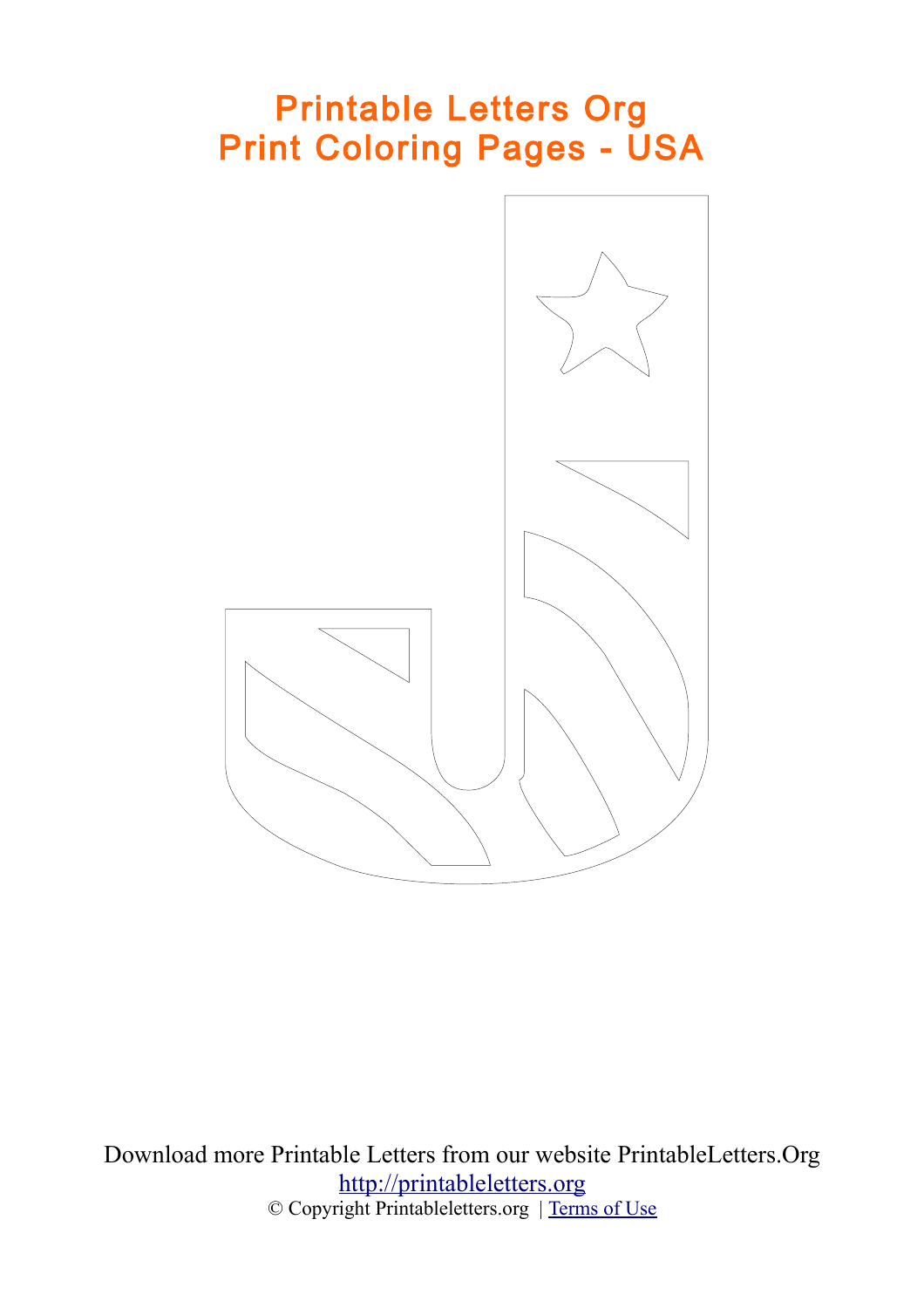# Printable Letters Org
# Print Coloring Pages - USA

Download more Printable Letters from our website PrintableLetters.Org

[http://printableletters.org](http://printableletters.org)

© Copyright Printableletters.org | [Terms of Use]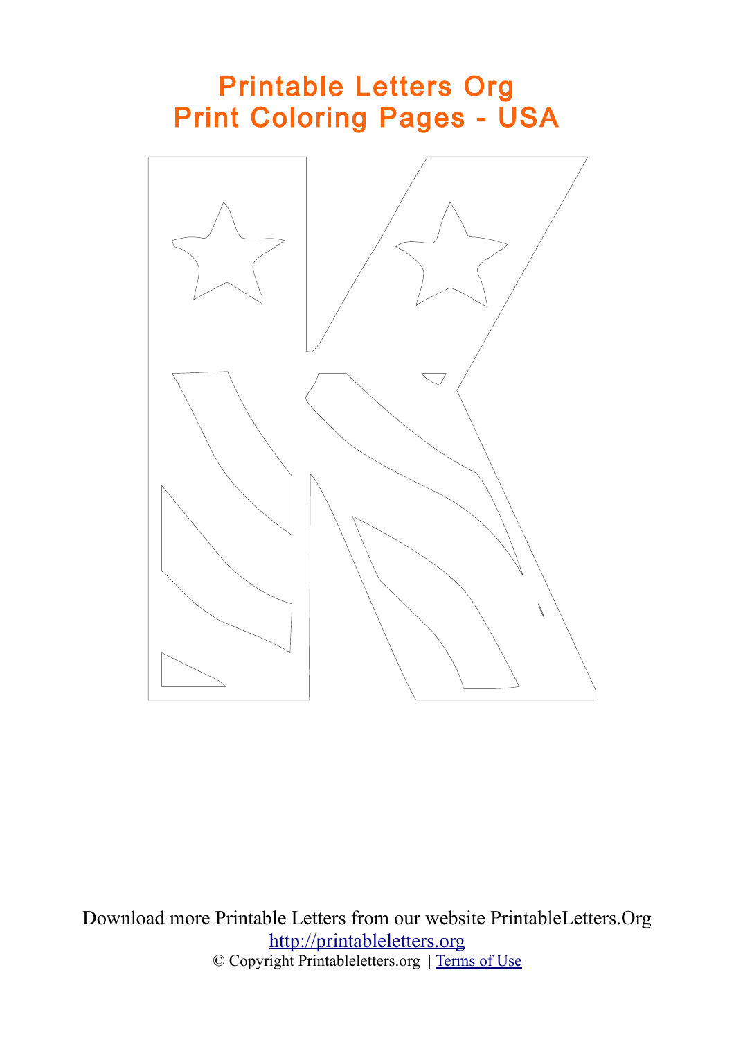# Printable Letters Org
# Print Coloring Pages - USA

Download more Printable Letters from our website PrintableLetters.Org

[http://printableletters.org](http://printableletters.org)

© Copyright Printableletters.org | [Terms of Use]()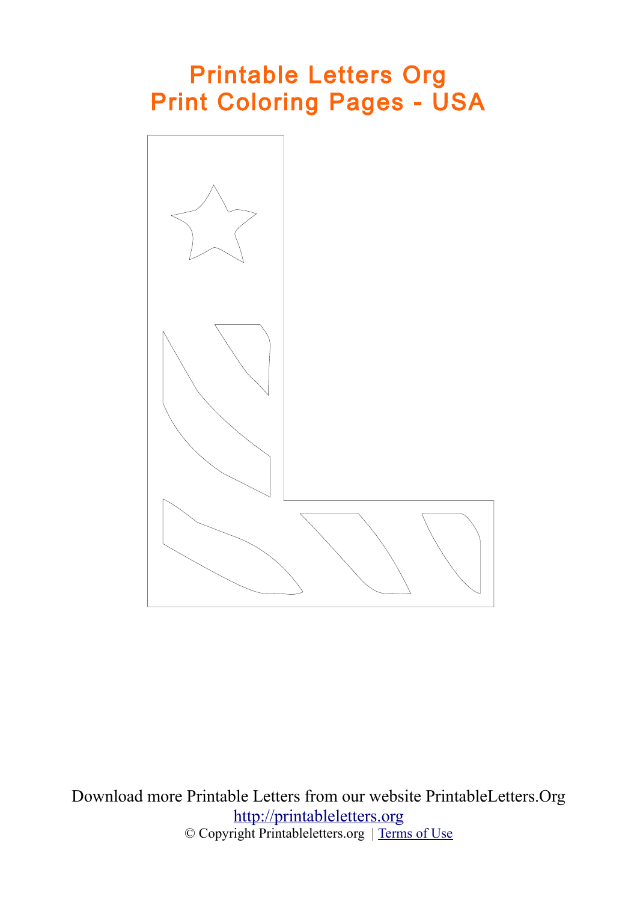# Printable Letters Org
# Print Coloring Pages - USA

Download more Printable Letters from our website PrintableLetters.Org

http://printableletters.org

© Copyright Printableletters.org | Terms of Use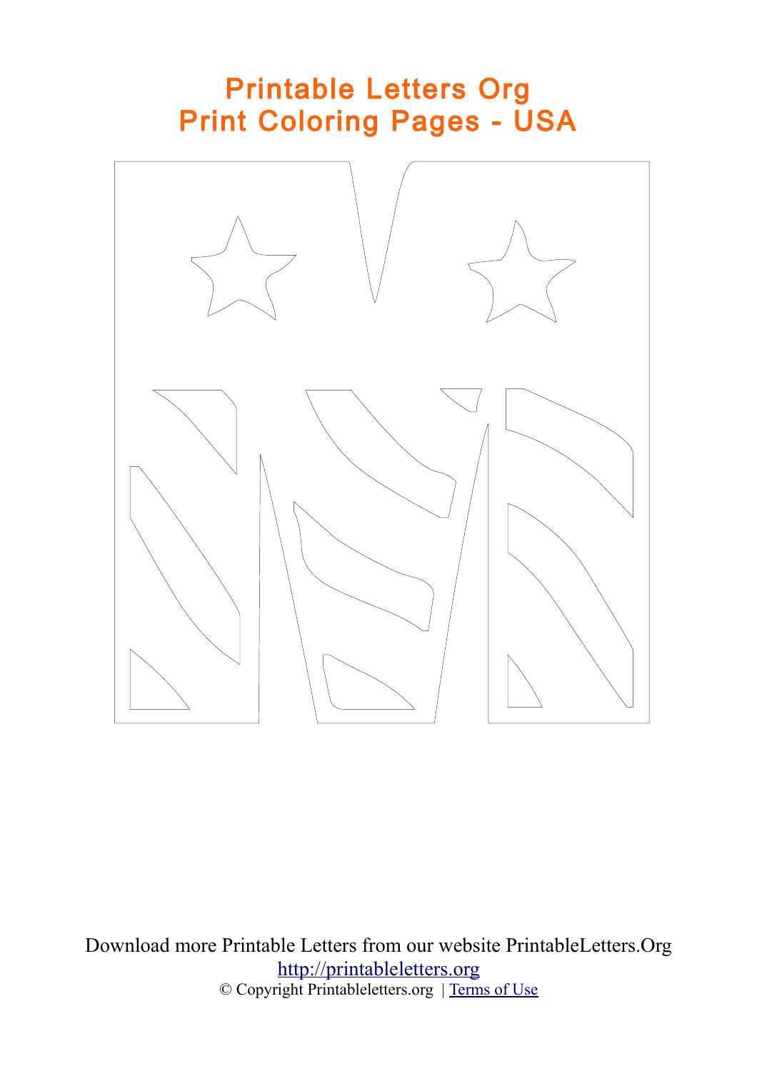# Printable Letters Org
# Print Coloring Pages - USA

Download more Printable Letters from our website PrintableLetters.Org
http://printableletters.org
© Copyright Printableletters.org | Terms of Use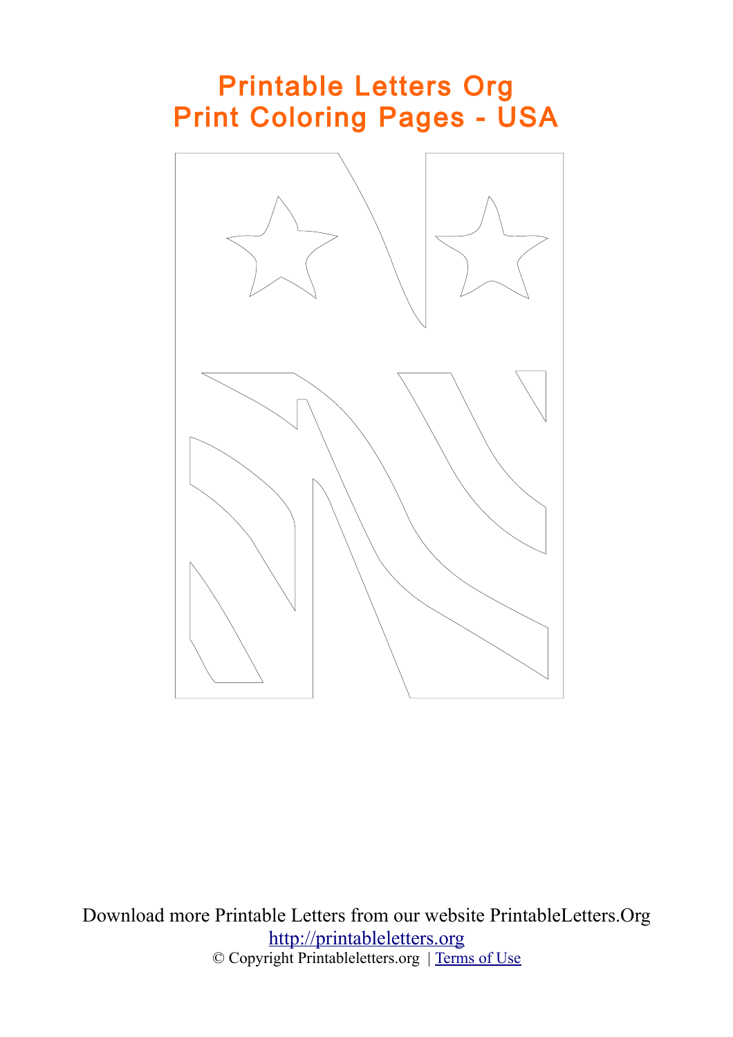# Printable Letters Org
# Print Coloring Pages - USA

Download more Printable Letters from our website PrintableLetters.Org

http://printableletters.org

© Copyright Printableletters.org | Terms of Use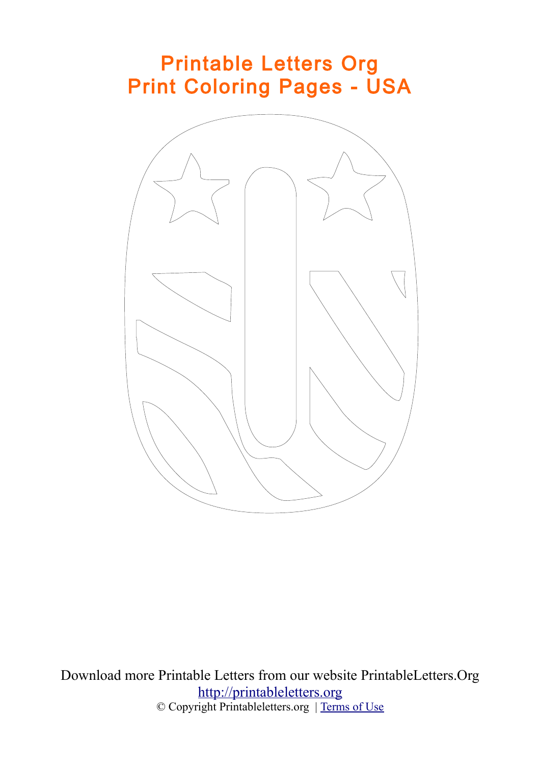# Printable Letters Org
# Print Coloring Pages - USA

Download more Printable Letters from our website PrintableLetters.Org

http://printableletters.org

© Copyright Printableletters.org | Terms of Use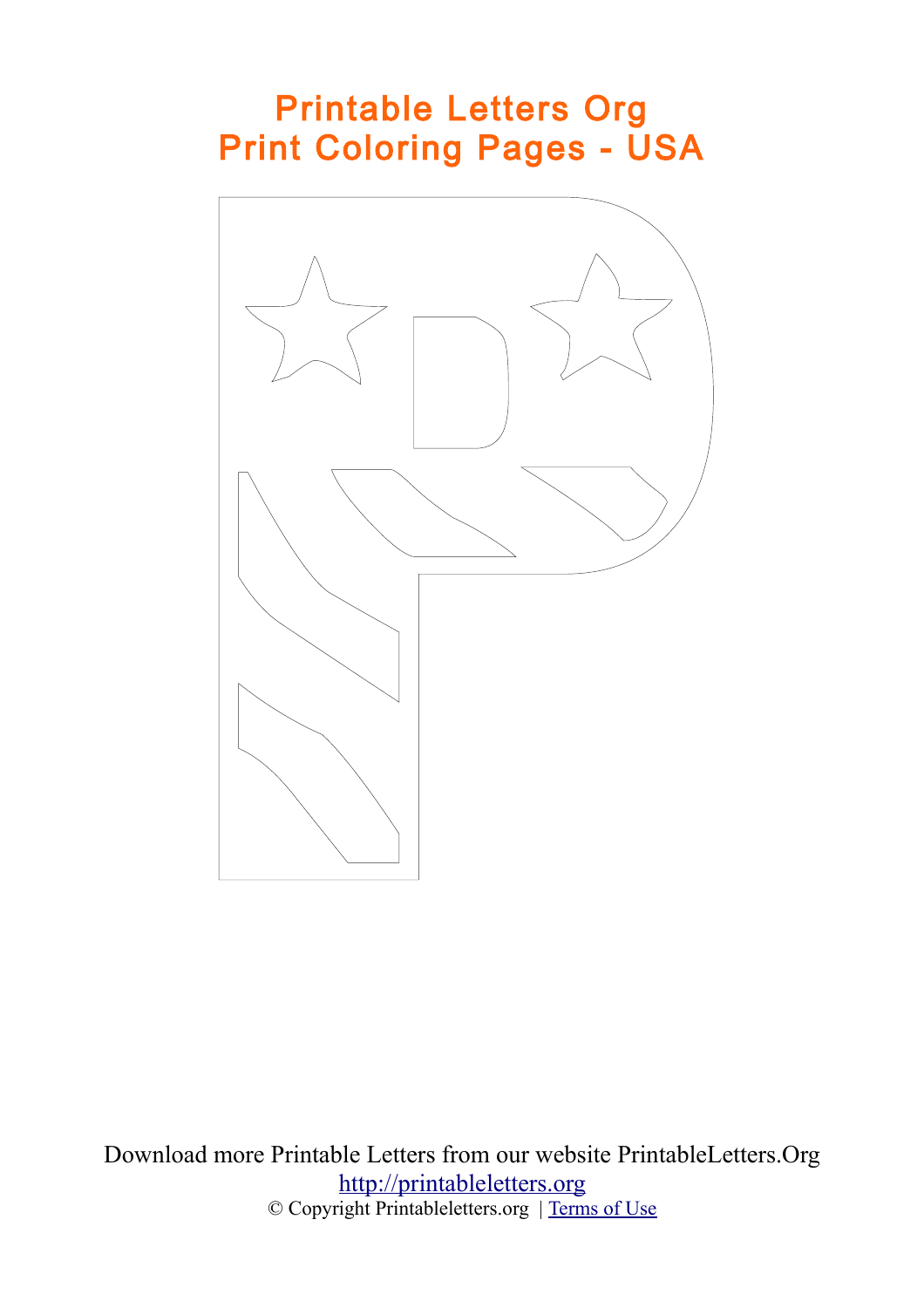# Printable Letters Org
# Print Coloring Pages - USA

Download more Printable Letters from our website PrintableLetters.Org

http://printableletters.org

© Copyright Printableletters.org | Terms of Use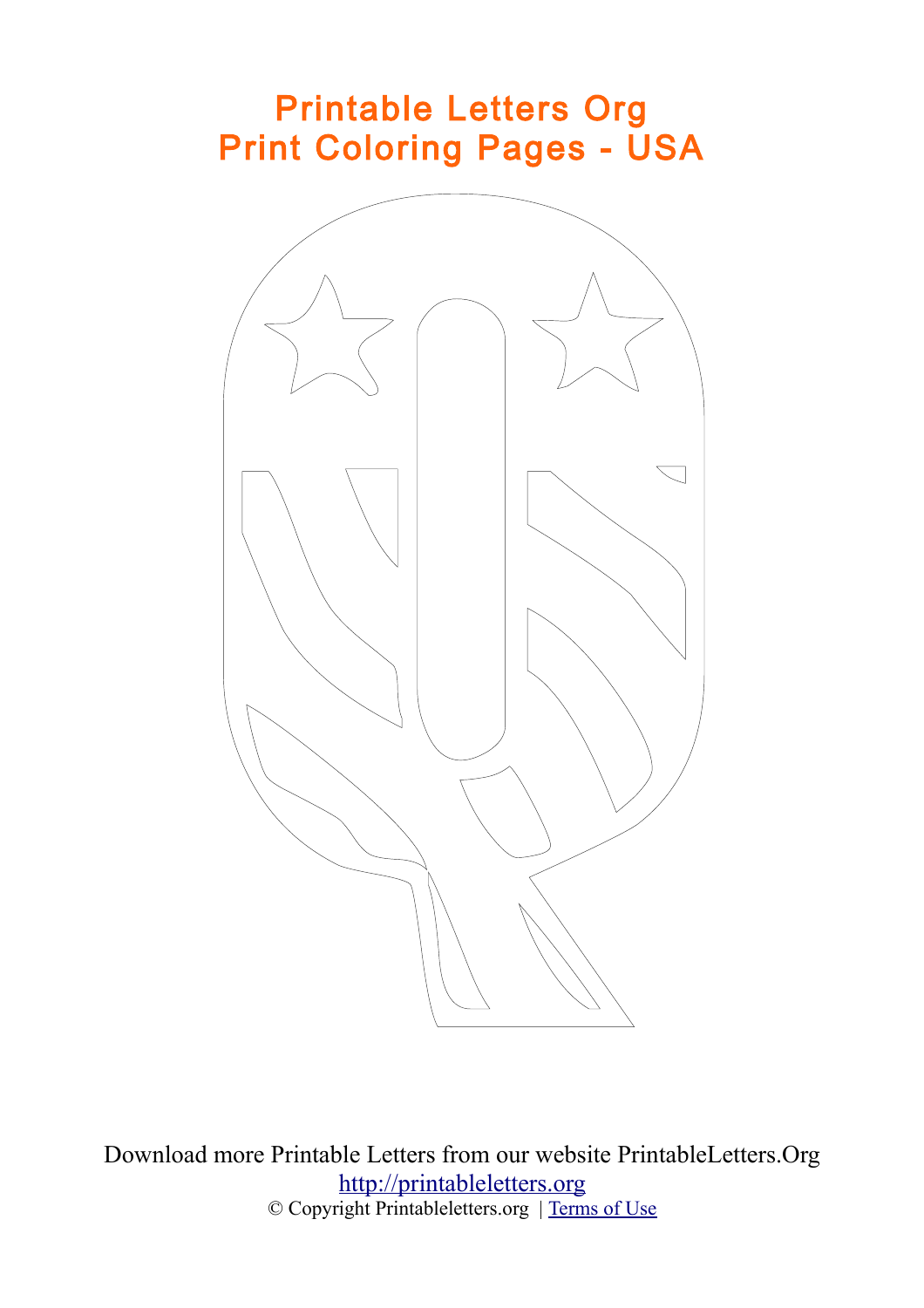# Printable Letters Org
# Print Coloring Pages - USA

Download more Printable Letters from our website PrintableLetters.Org

[http://printableletters.org](http://printableletters.org)

© Copyright Printableletters.org | [Terms of Use]()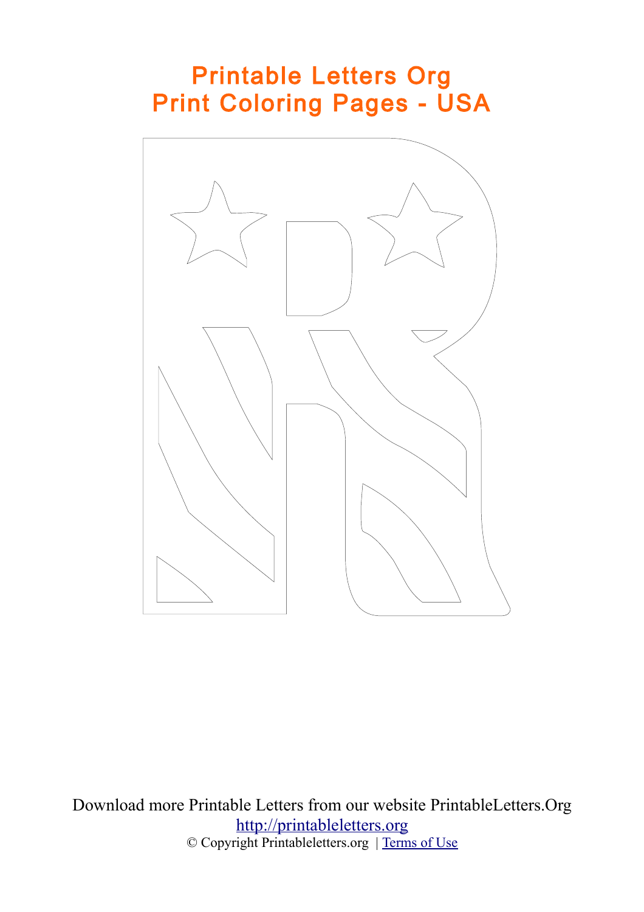# Printable Letters Org
# Print Coloring Pages - USA

Download more Printable Letters from our website PrintableLetters.Org

[http://printableletters.org](http://printableletters.org)

© Copyright Printableletters.org | [Terms of Use]()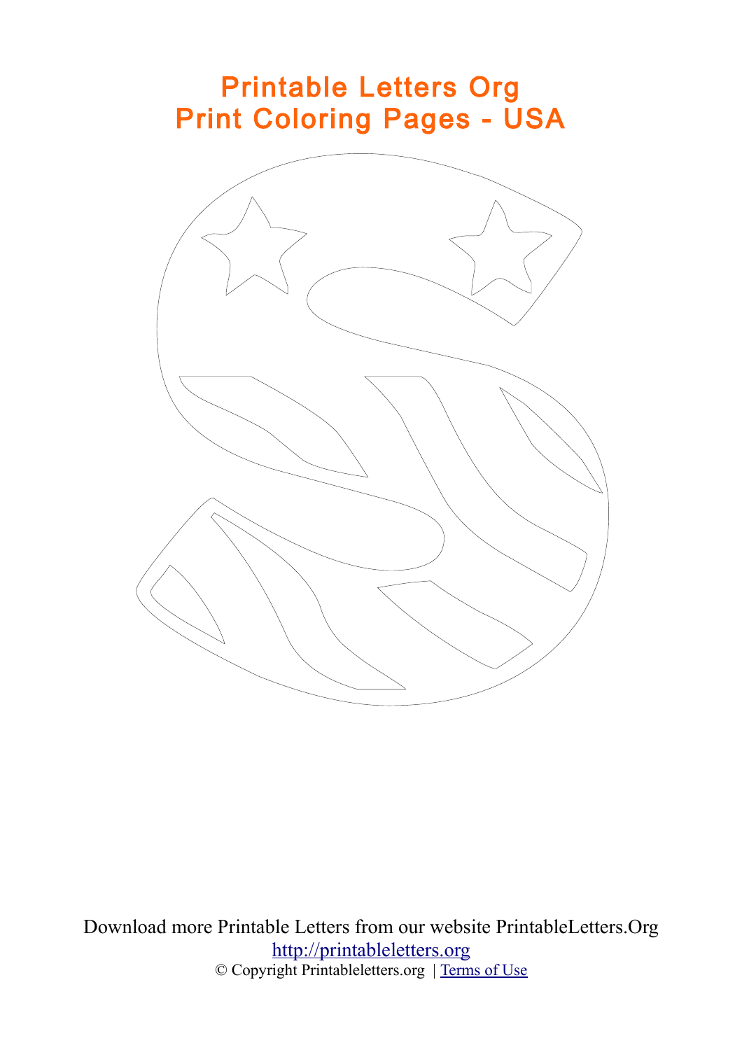# Printable Letters Org
# Print Coloring Pages - USA

Download more Printable Letters from our website PrintableLetters.Org

http://printableletters.org

© Copyright Printableletters.org | Terms of Use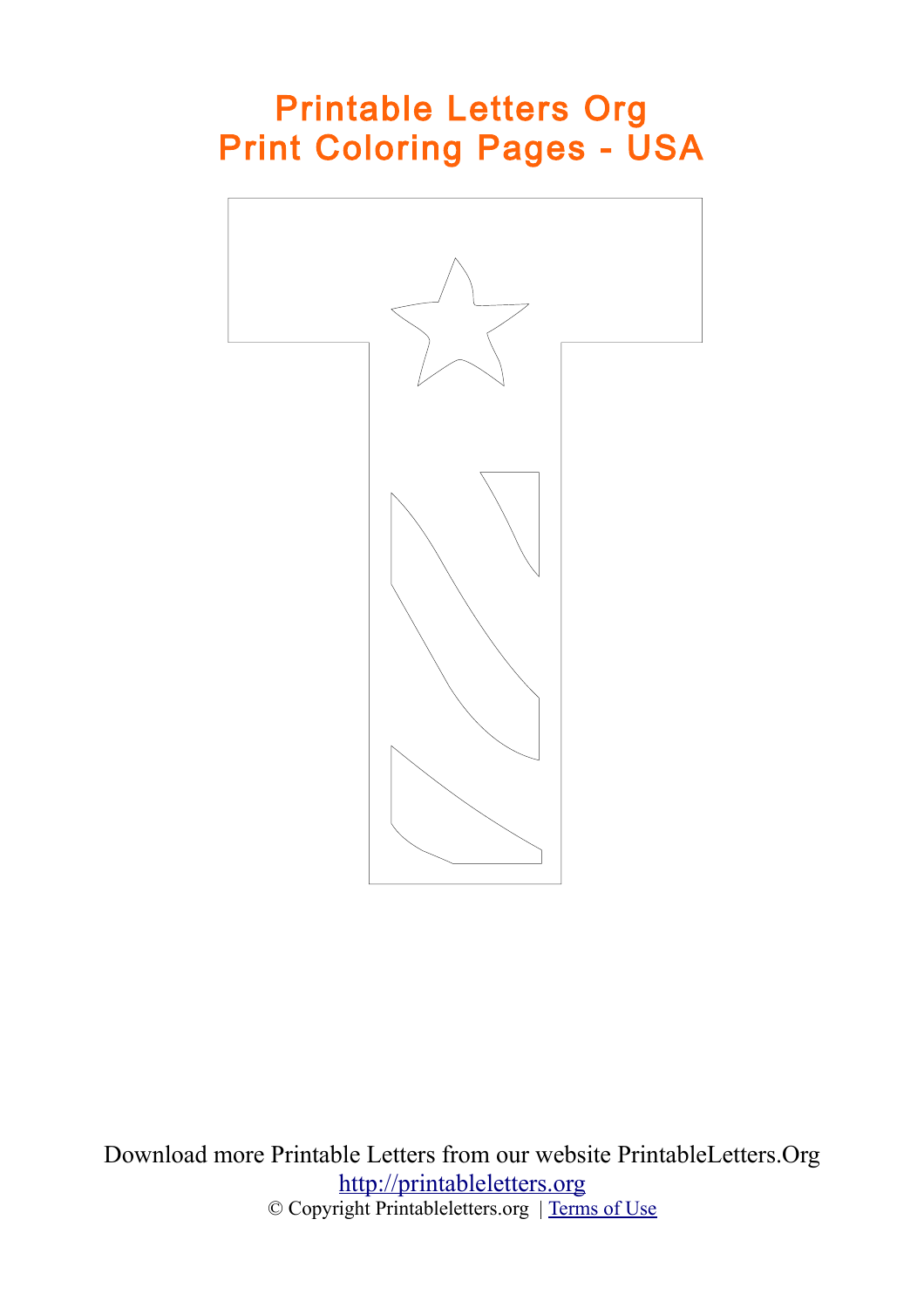# Printable Letters Org
# Print Coloring Pages - USA

Download more Printable Letters from our website PrintableLetters.Org
http://printableletters.org
© Copyright Printableletters.org | Terms of Use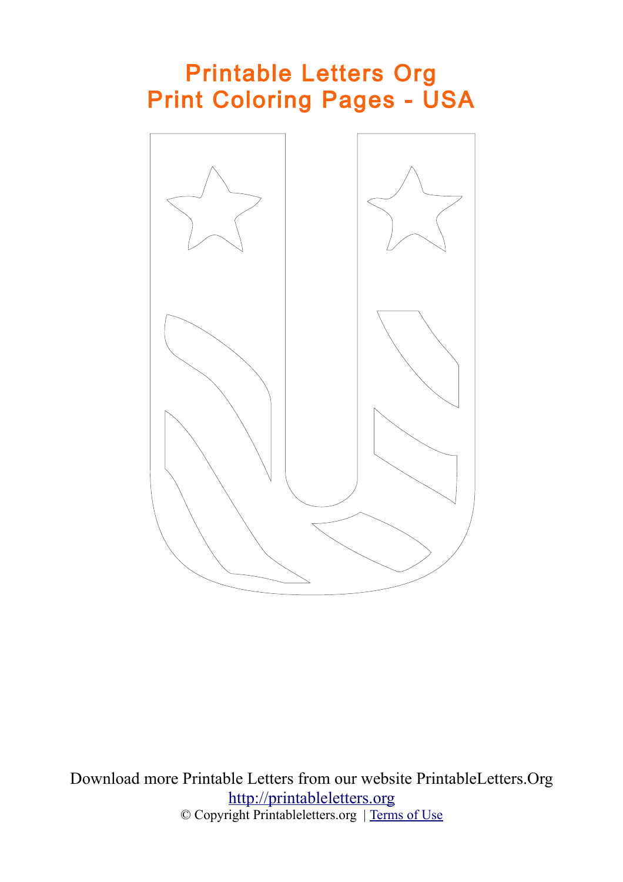# Printable Letters Org
# Print Coloring Pages - USA

Download more Printable Letters from our website PrintableLetters.Org

[http://printableletters.org](http://printableletters.org)

© Copyright Printableletters.org | [Terms of Use](#)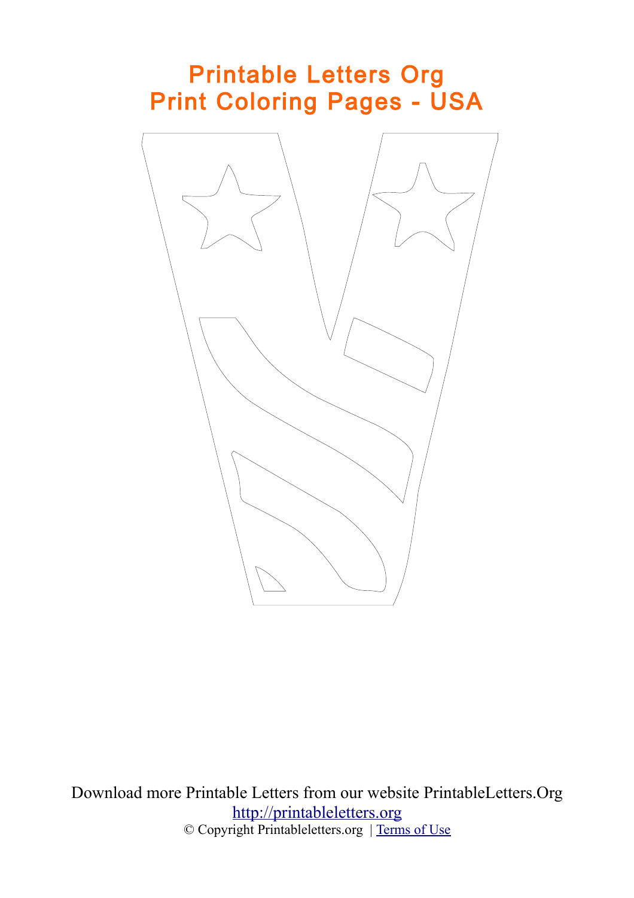# Printable Letters Org
# Print Coloring Pages - USA

Download more Printable Letters from our website PrintableLetters.Org

[http://printableletters.org](http://printableletters.org)

© Copyright Printableletters.org | [Terms of Use]()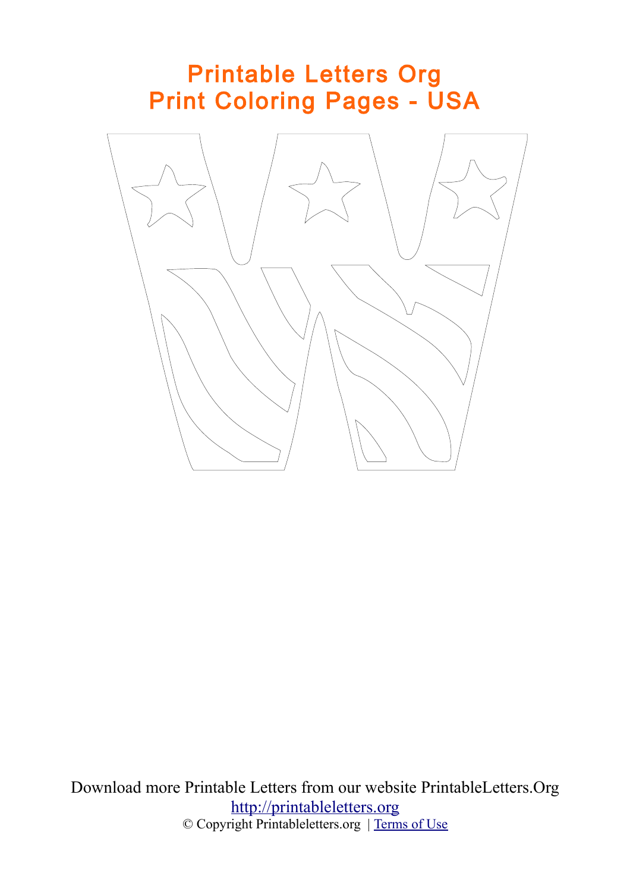# Printable Letters Org
# Print Coloring Pages - USA

Download more Printable Letters from our website PrintableLetters.Org

http://printableletters.org

© Copyright Printableletters.org | Terms of Use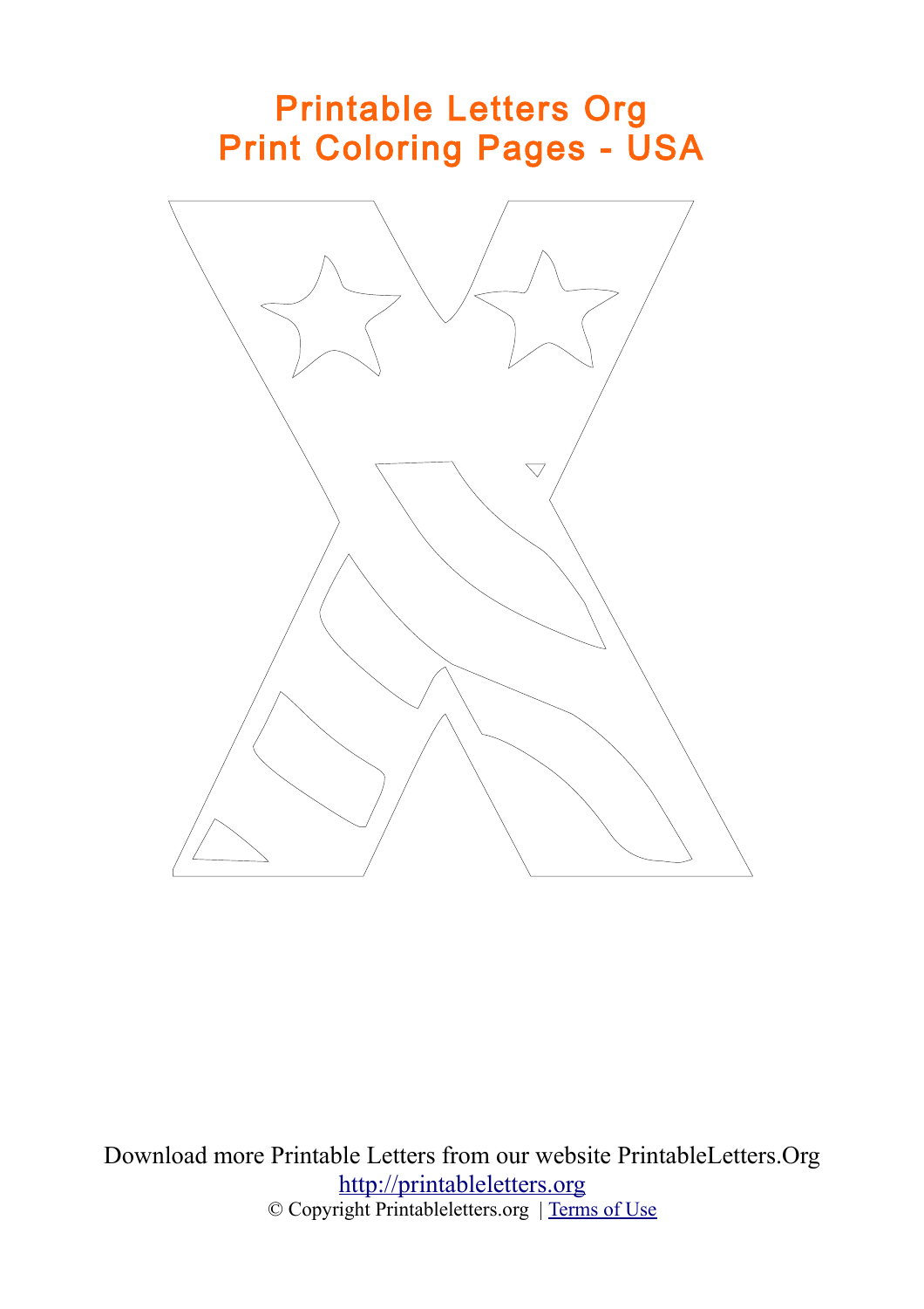# Printable Letters Org
# Print Coloring Pages - USA

Download more Printable Letters from our website PrintableLetters.Org

[http://printableletters.org](http://printableletters.org)

© Copyright Printableletters.org | [Terms of Use]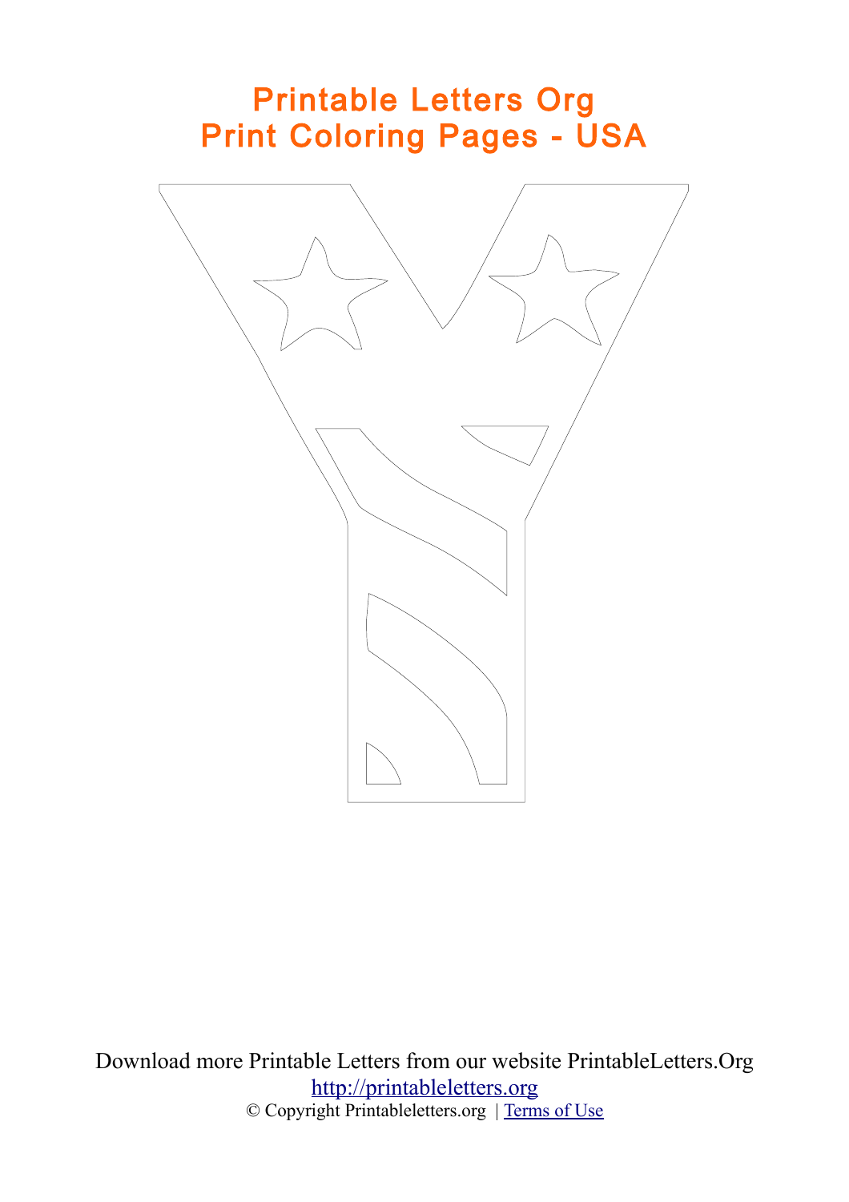# Printable Letters Org
# Print Coloring Pages - USA

Download more Printable Letters from our website PrintableLetters.Org

http://printableletters.org

© Copyright Printableletters.org | Terms of Use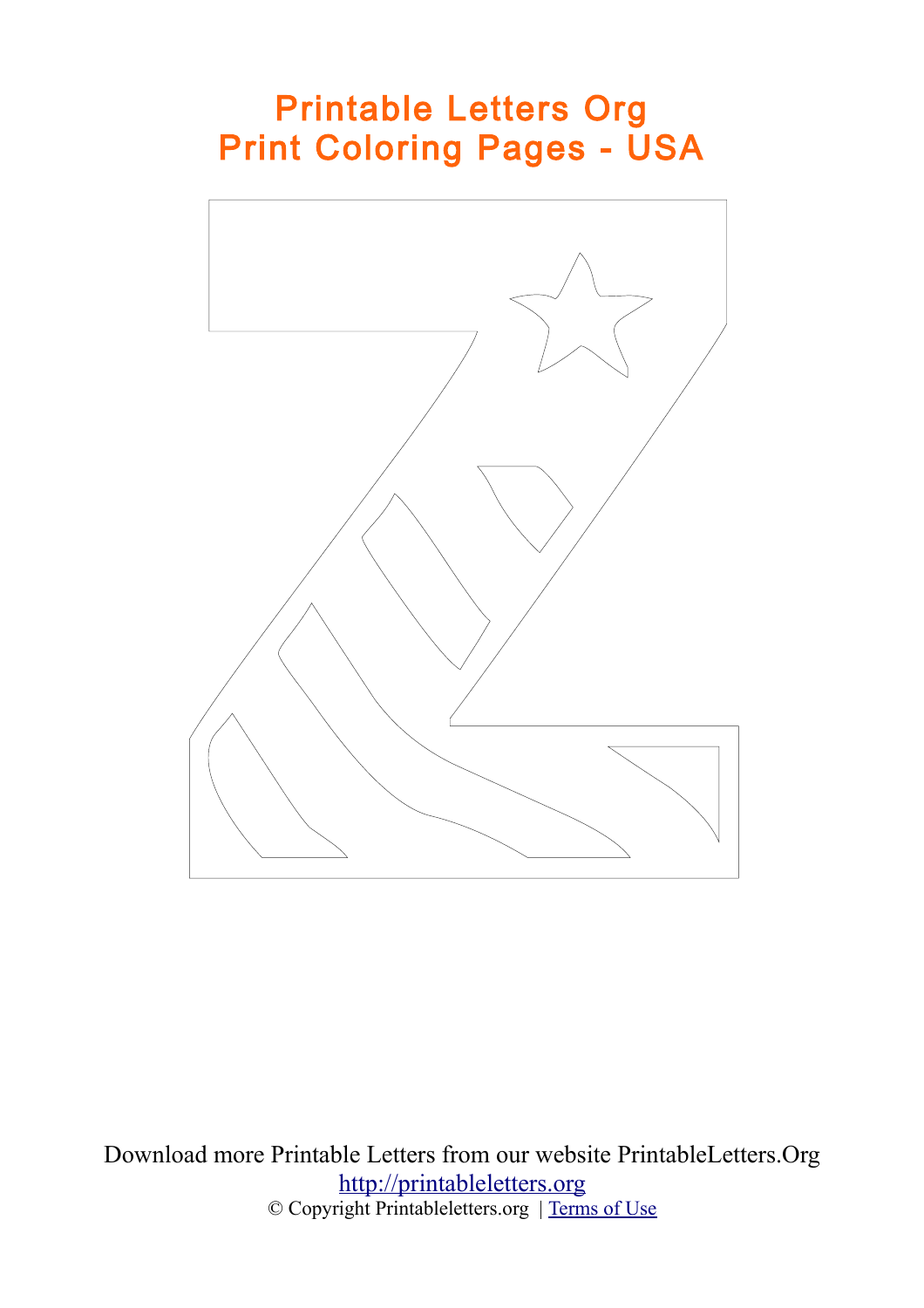# Printable Letters Org
# Print Coloring Pages - USA

Download more Printable Letters from our website PrintableLetters.Org

[http://printableletters.org](http://printableletters.org)

© Copyright Printableletters.org | [Terms of Use]()